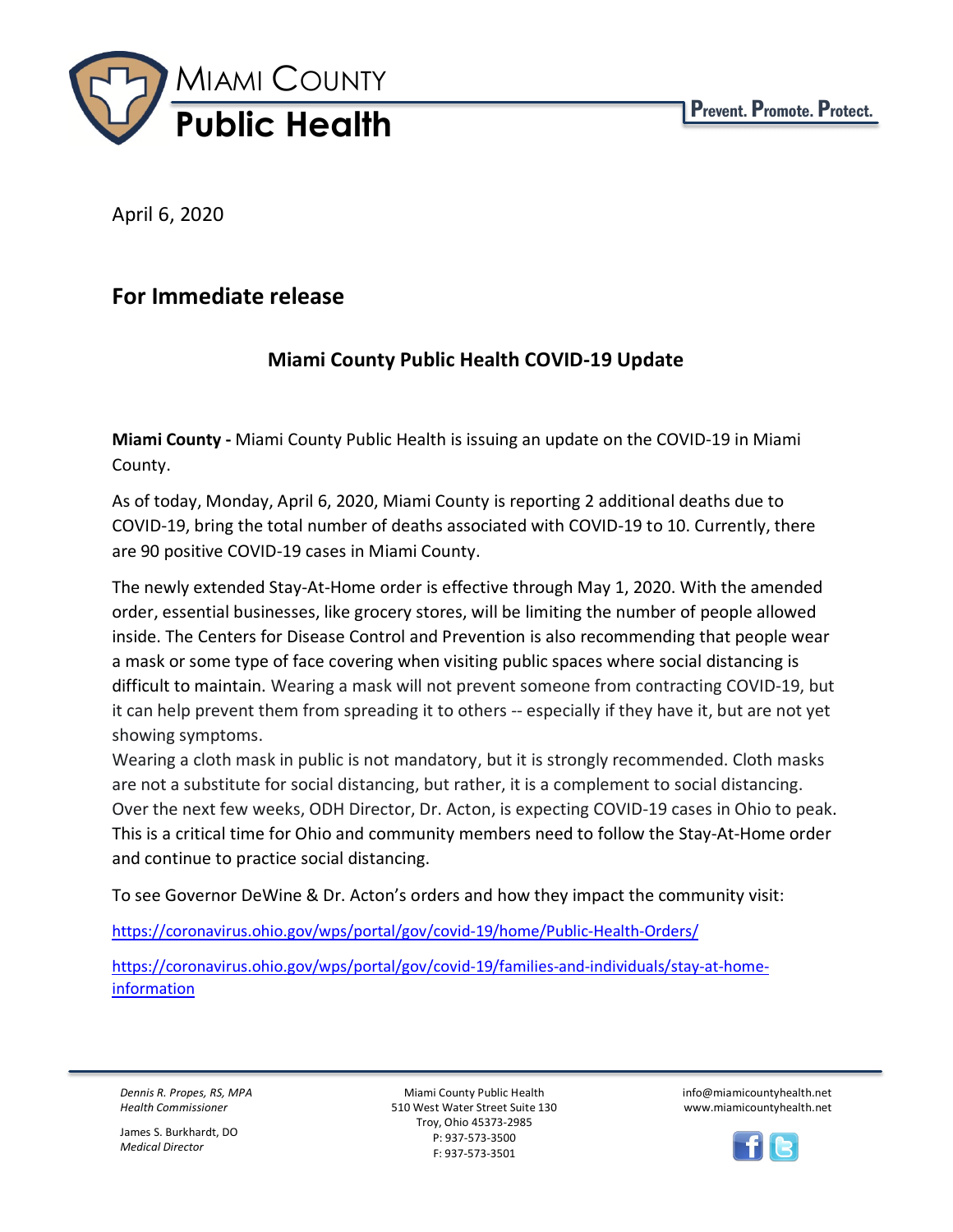MIAMI COUNTY
**Public Health**

**Prevent. Promote. Protect.**

April 6, 2020

## For Immediate release

### Miami County Public Health COVID-19 Update

**Miami County -** Miami County Public Health is issuing an update on the COVID-19 in Miami County.

As of today, Monday, April 6, 2020, Miami County is reporting 2 additional deaths due to COVID-19, bring the total number of deaths associated with COVID-19 to 10. Currently, there are 90 positive COVID-19 cases in Miami County.

The newly extended Stay-At-Home order is effective through May 1, 2020. With the amended order, essential businesses, like grocery stores, will be limiting the number of people allowed inside. The Centers for Disease Control and Prevention is also recommending that people wear a mask or some type of face covering when visiting public spaces where social distancing is difficult to maintain. Wearing a mask will not prevent someone from contracting COVID-19, but it can help prevent them from spreading it to others -- especially if they have it, but are not yet showing symptoms.
Wearing a cloth mask in public is not mandatory, but it is strongly recommended. Cloth masks are not a substitute for social distancing, but rather, it is a complement to social distancing. Over the next few weeks, ODH Director, Dr. Acton, is expecting COVID-19 cases in Ohio to peak. This is a critical time for Ohio and community members need to follow the Stay-At-Home order and continue to practice social distancing.

To see Governor DeWine & Dr. Acton's orders and how they impact the community visit:

https://coronavirus.ohio.gov/wps/portal/gov/covid-19/home/Public-Health-Orders/

https://coronavirus.ohio.gov/wps/portal/gov/covid-19/families-and-individuals/stay-at-home-information

*Dennis R. Propes, RS, MPA*
*Health Commissioner*

James S. Burkhardt, DO
*Medical Director*

Miami County Public Health
510 West Water Street Suite 130
Troy, Ohio 45373-2985
P: 937-573-3500
F: 937-573-3501

info@miamicountyhealth.net
www.miamicountyhealth.net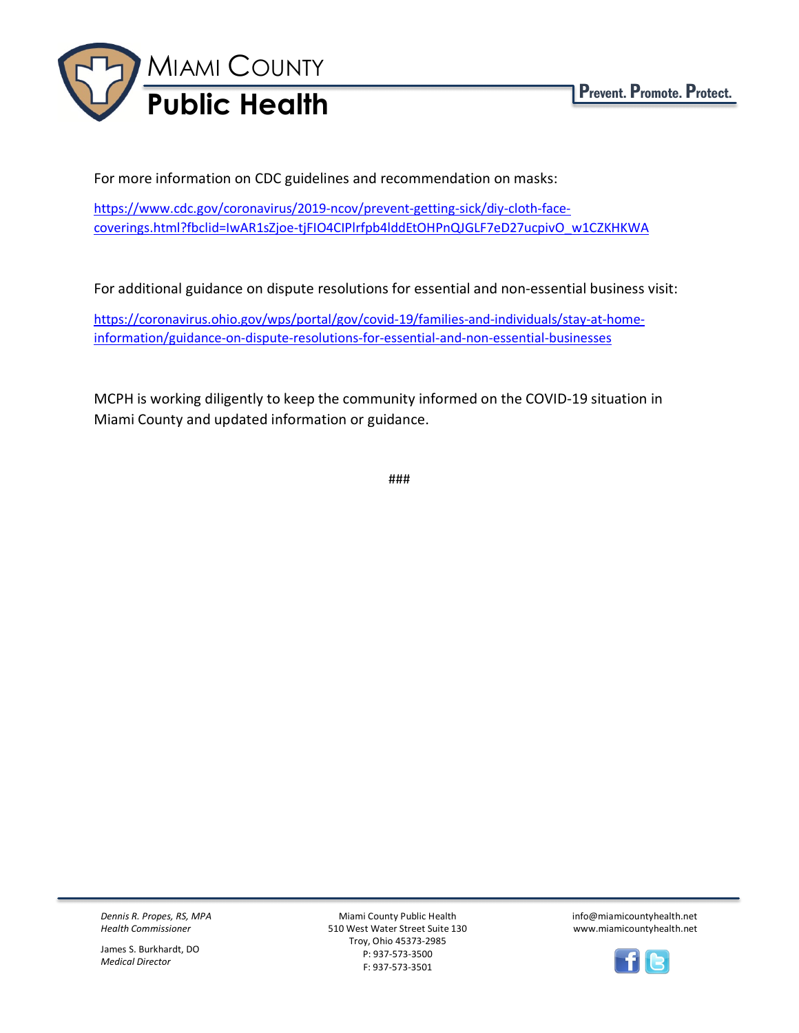For more information on CDC guidelines and recommendation on masks:

https://www.cdc.gov/coronavirus/2019-ncov/prevent-getting-sick/diy-cloth-face-coverings.html?fbclid=IwAR1sZjoe-tjFIO4CIPlrfpb4lddEtOHPnQJGLF7eD27ucpivO_w1CZKHKWA

For additional guidance on dispute resolutions for essential and non-essential business visit:

https://coronavirus.ohio.gov/wps/portal/gov/covid-19/families-and-individuals/stay-at-home-information/guidance-on-dispute-resolutions-for-essential-and-non-essential-businesses

MCPH is working diligently to keep the community informed on the COVID-19 situation in Miami County and updated information or guidance.

###